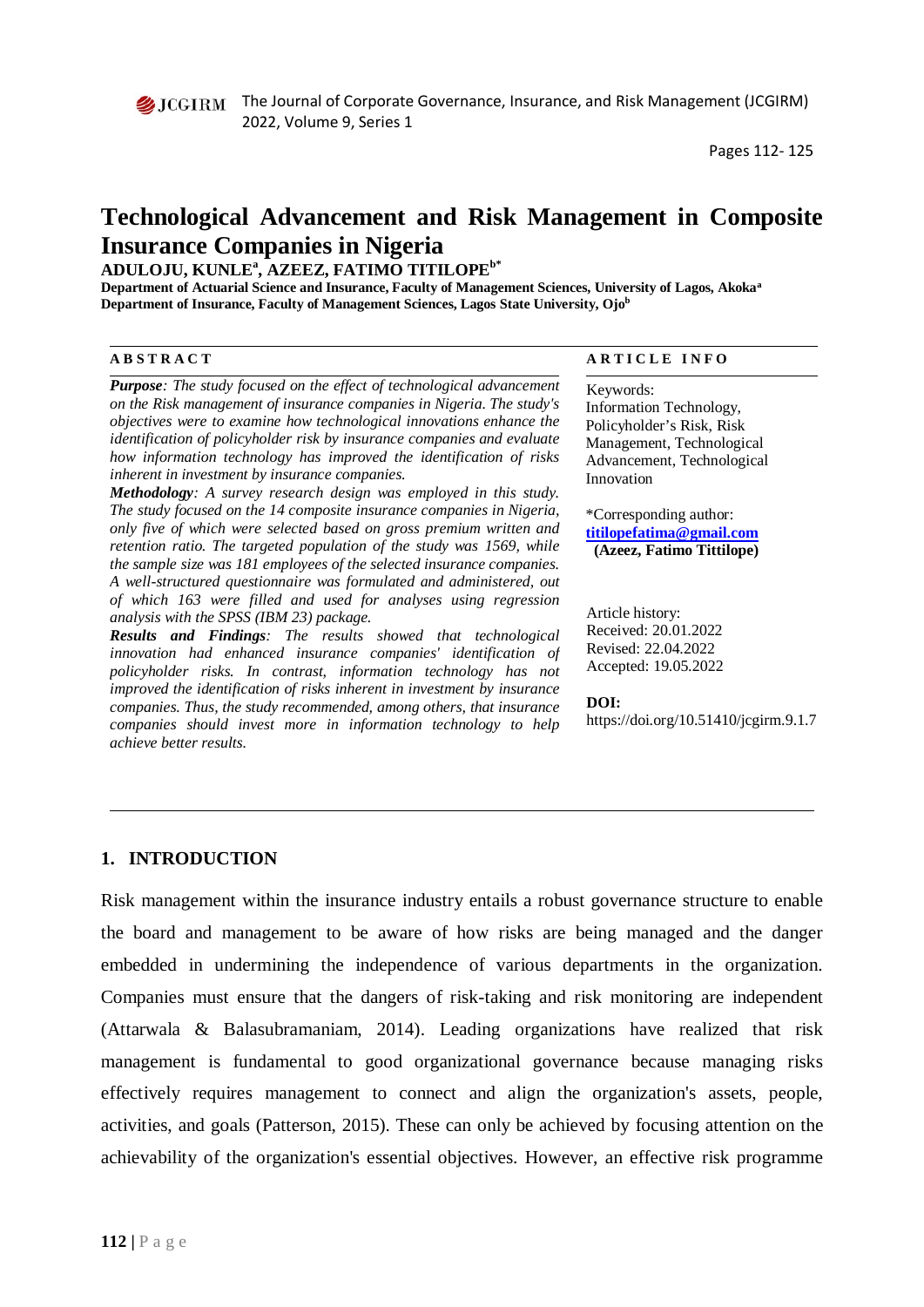# Technological Advancement and Risk Management in Composite Insurance Companies in Nigeria

**ADULOJU, KUNLE[a], AZEEZ, FATIMO TITILOPE[b*]**

**Department of Actuarial Science and Insurance, Faculty of Management Sciences, University of Lagos, Akoka[a]**
**Department of Insurance, Faculty of Management Sciences, Lagos State University, Ojo[b]**

**ABSTRACT**

***Purpose****: The study focused on the effect of technological advancement on the Risk management of insurance companies in Nigeria. The study's objectives were to examine how technological innovations enhance the identification of policyholder risk by insurance companies and evaluate how information technology has improved the identification of risks inherent in investment by insurance companies.*

***Methodology****: A survey research design was employed in this study. The study focused on the 14 composite insurance companies in Nigeria, only five of which were selected based on gross premium written and retention ratio. The targeted population of the study was 1569, while the sample size was 181 employees of the selected insurance companies. A well-structured questionnaire was formulated and administered, out of which 163 were filled and used for analyses using regression analysis with the SPSS (IBM 23) package.*

***Results and Findings****: The results showed that technological innovation had enhanced insurance companies' identification of policyholder risks. In contrast, information technology has not improved the identification of risks inherent in investment by insurance companies. Thus, the study recommended, among others, that insurance companies should invest more in information technology to help achieve better results.*

**ARTICLE INFO**

Keywords:
Information Technology, Policyholder's Risk, Risk Management, Technological Advancement, Technological Innovation

*Corresponding author:
**titilopefatima@gmail.com**
**(Azeez, Fatimo Tittilope)**

Article history:
Received: 20.01.2022
Revised: 22.04.2022
Accepted: 19.05.2022

**DOI:**
https://doi.org/10.51410/jcgirm.9.1.7

## 1. INTRODUCTION

Risk management within the insurance industry entails a robust governance structure to enable the board and management to be aware of how risks are being managed and the danger embedded in undermining the independence of various departments in the organization. Companies must ensure that the dangers of risk-taking and risk monitoring are independent (Attarwala & Balasubramaniam, 2014). Leading organizations have realized that risk management is fundamental to good organizational governance because managing risks effectively requires management to connect and align the organization's assets, people, activities, and goals (Patterson, 2015). These can only be achieved by focusing attention on the achievability of the organization's essential objectives. However, an effective risk programme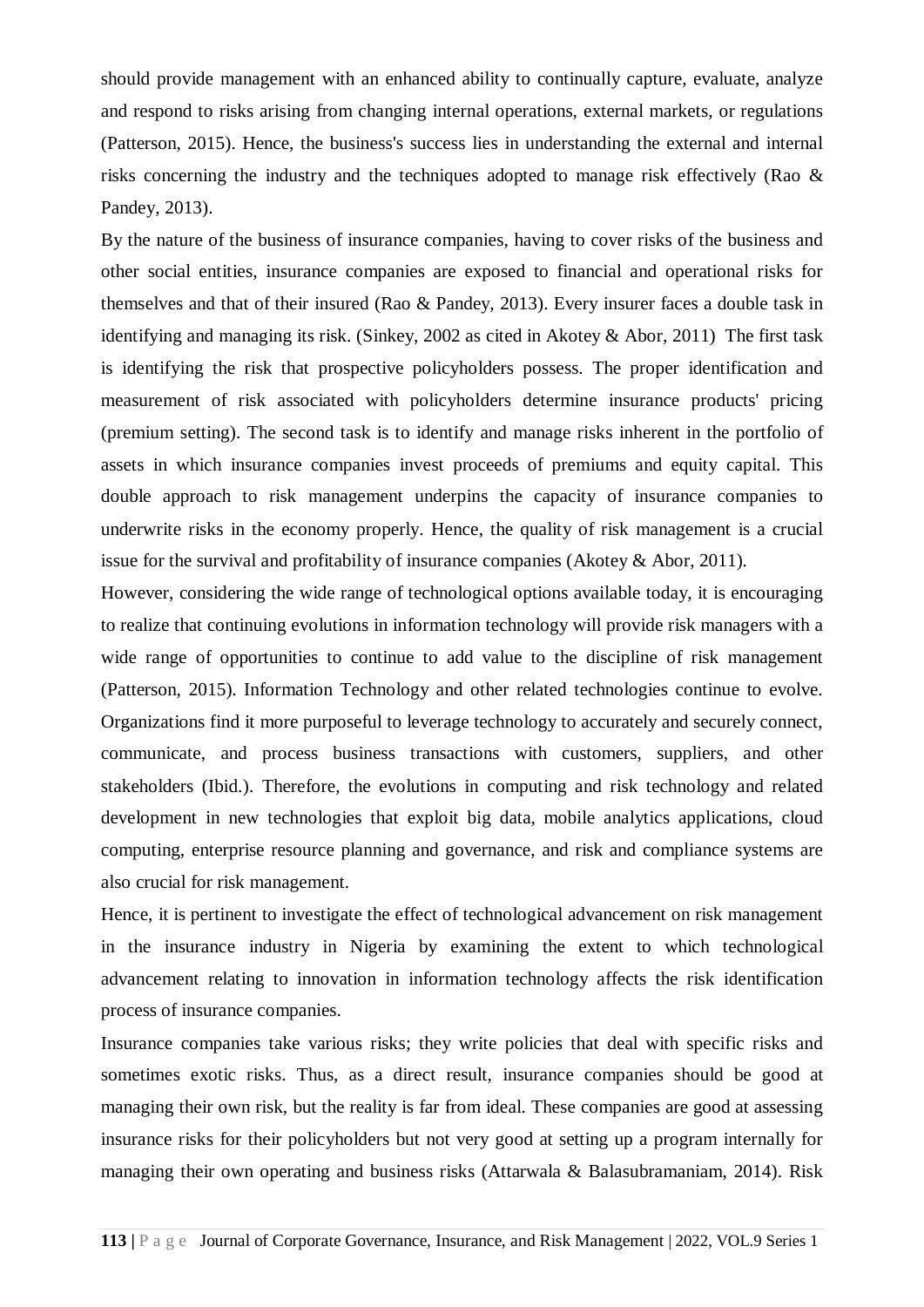should provide management with an enhanced ability to continually capture, evaluate, analyze and respond to risks arising from changing internal operations, external markets, or regulations (Patterson, 2015). Hence, the business's success lies in understanding the external and internal risks concerning the industry and the techniques adopted to manage risk effectively (Rao & Pandey, 2013).

By the nature of the business of insurance companies, having to cover risks of the business and other social entities, insurance companies are exposed to financial and operational risks for themselves and that of their insured (Rao & Pandey, 2013). Every insurer faces a double task in identifying and managing its risk. (Sinkey, 2002 as cited in Akotey & Abor, 2011) The first task is identifying the risk that prospective policyholders possess. The proper identification and measurement of risk associated with policyholders determine insurance products' pricing (premium setting). The second task is to identify and manage risks inherent in the portfolio of assets in which insurance companies invest proceeds of premiums and equity capital. This double approach to risk management underpins the capacity of insurance companies to underwrite risks in the economy properly. Hence, the quality of risk management is a crucial issue for the survival and profitability of insurance companies (Akotey & Abor, 2011).

However, considering the wide range of technological options available today, it is encouraging to realize that continuing evolutions in information technology will provide risk managers with a wide range of opportunities to continue to add value to the discipline of risk management (Patterson, 2015). Information Technology and other related technologies continue to evolve. Organizations find it more purposeful to leverage technology to accurately and securely connect, communicate, and process business transactions with customers, suppliers, and other stakeholders (Ibid.). Therefore, the evolutions in computing and risk technology and related development in new technologies that exploit big data, mobile analytics applications, cloud computing, enterprise resource planning and governance, and risk and compliance systems are also crucial for risk management.

Hence, it is pertinent to investigate the effect of technological advancement on risk management in the insurance industry in Nigeria by examining the extent to which technological advancement relating to innovation in information technology affects the risk identification process of insurance companies.

Insurance companies take various risks; they write policies that deal with specific risks and sometimes exotic risks. Thus, as a direct result, insurance companies should be good at managing their own risk, but the reality is far from ideal. These companies are good at assessing insurance risks for their policyholders but not very good at setting up a program internally for managing their own operating and business risks (Attarwala & Balasubramaniam, 2014). Risk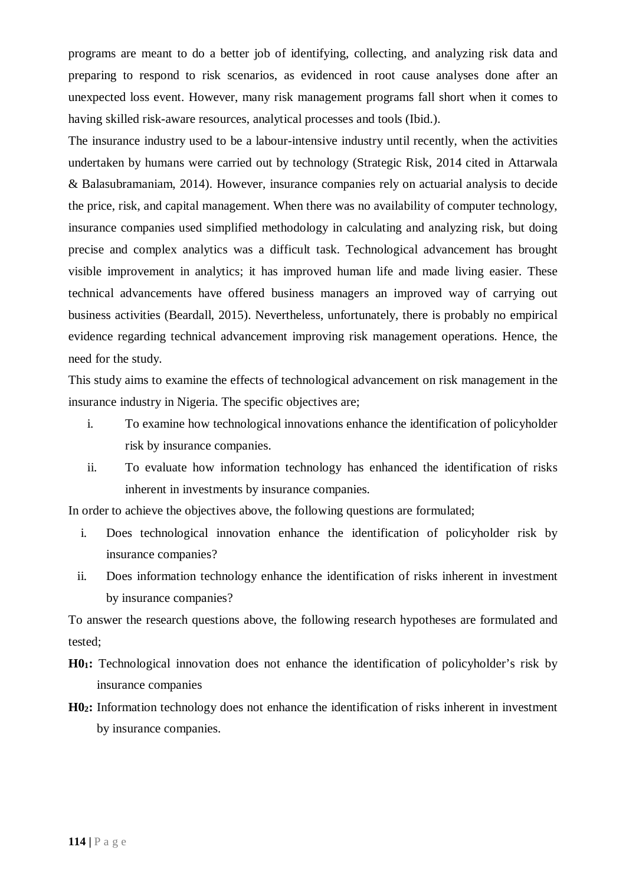programs are meant to do a better job of identifying, collecting, and analyzing risk data and preparing to respond to risk scenarios, as evidenced in root cause analyses done after an unexpected loss event. However, many risk management programs fall short when it comes to having skilled risk-aware resources, analytical processes and tools (Ibid.).

The insurance industry used to be a labour-intensive industry until recently, when the activities undertaken by humans were carried out by technology (Strategic Risk, 2014 cited in Attarwala & Balasubramaniam, 2014). However, insurance companies rely on actuarial analysis to decide the price, risk, and capital management. When there was no availability of computer technology, insurance companies used simplified methodology in calculating and analyzing risk, but doing precise and complex analytics was a difficult task. Technological advancement has brought visible improvement in analytics; it has improved human life and made living easier. These technical advancements have offered business managers an improved way of carrying out business activities (Beardall, 2015). Nevertheless, unfortunately, there is probably no empirical evidence regarding technical advancement improving risk management operations. Hence, the need for the study.

This study aims to examine the effects of technological advancement on risk management in the insurance industry in Nigeria. The specific objectives are;

i. To examine how technological innovations enhance the identification of policyholder risk by insurance companies.
ii. To evaluate how information technology has enhanced the identification of risks inherent in investments by insurance companies.

In order to achieve the objectives above, the following questions are formulated;

i. Does technological innovation enhance the identification of policyholder risk by insurance companies?
ii. Does information technology enhance the identification of risks inherent in investment by insurance companies?

To answer the research questions above, the following research hypotheses are formulated and tested;

**$H0_1$:** Technological innovation does not enhance the identification of policyholder's risk by insurance companies

**$H0_2$:** Information technology does not enhance the identification of risks inherent in investment by insurance companies.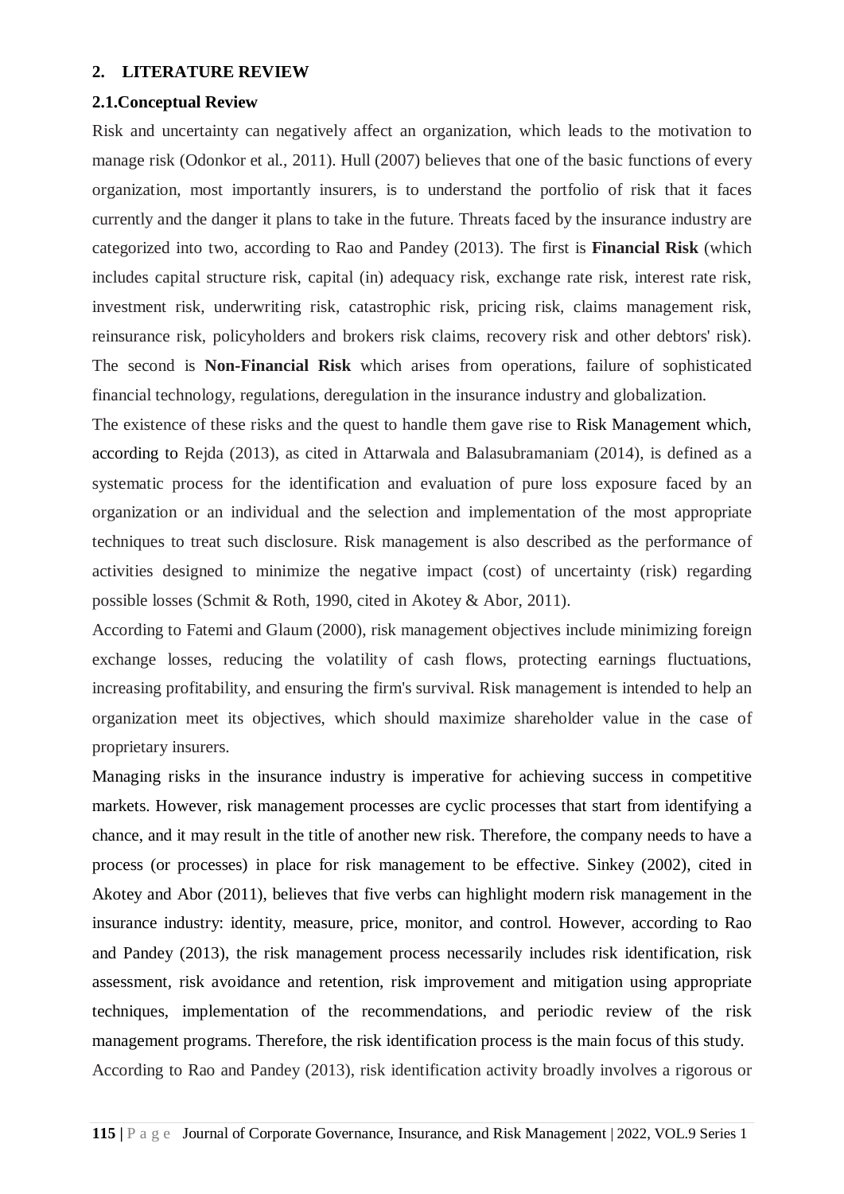## 2. LITERATURE REVIEW

### 2.1.Conceptual Review

Risk and uncertainty can negatively affect an organization, which leads to the motivation to manage risk (Odonkor et al., 2011). Hull (2007) believes that one of the basic functions of every organization, most importantly insurers, is to understand the portfolio of risk that it faces currently and the danger it plans to take in the future. Threats faced by the insurance industry are categorized into two, according to Rao and Pandey (2013). The first is **Financial Risk** (which includes capital structure risk, capital (in) adequacy risk, exchange rate risk, interest rate risk, investment risk, underwriting risk, catastrophic risk, pricing risk, claims management risk, reinsurance risk, policyholders and brokers risk claims, recovery risk and other debtors' risk). The second is **Non-Financial Risk** which arises from operations, failure of sophisticated financial technology, regulations, deregulation in the insurance industry and globalization.

The existence of these risks and the quest to handle them gave rise to Risk Management which, according to Rejda (2013), as cited in Attarwala and Balasubramaniam (2014), is defined as a systematic process for the identification and evaluation of pure loss exposure faced by an organization or an individual and the selection and implementation of the most appropriate techniques to treat such disclosure. Risk management is also described as the performance of activities designed to minimize the negative impact (cost) of uncertainty (risk) regarding possible losses (Schmit & Roth, 1990, cited in Akotey & Abor, 2011).

According to Fatemi and Glaum (2000), risk management objectives include minimizing foreign exchange losses, reducing the volatility of cash flows, protecting earnings fluctuations, increasing profitability, and ensuring the firm's survival. Risk management is intended to help an organization meet its objectives, which should maximize shareholder value in the case of proprietary insurers.

Managing risks in the insurance industry is imperative for achieving success in competitive markets. However, risk management processes are cyclic processes that start from identifying a chance, and it may result in the title of another new risk. Therefore, the company needs to have a process (or processes) in place for risk management to be effective. Sinkey (2002), cited in Akotey and Abor (2011), believes that five verbs can highlight modern risk management in the insurance industry: identity, measure, price, monitor, and control. However, according to Rao and Pandey (2013), the risk management process necessarily includes risk identification, risk assessment, risk avoidance and retention, risk improvement and mitigation using appropriate techniques, implementation of the recommendations, and periodic review of the risk management programs. Therefore, the risk identification process is the main focus of this study.

According to Rao and Pandey (2013), risk identification activity broadly involves a rigorous or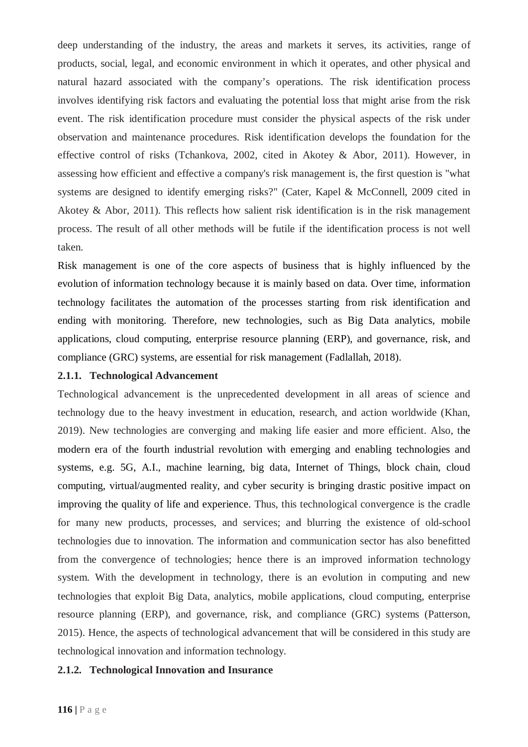deep understanding of the industry, the areas and markets it serves, its activities, range of products, social, legal, and economic environment in which it operates, and other physical and natural hazard associated with the company's operations. The risk identification process involves identifying risk factors and evaluating the potential loss that might arise from the risk event. The risk identification procedure must consider the physical aspects of the risk under observation and maintenance procedures. Risk identification develops the foundation for the effective control of risks (Tchankova, 2002, cited in Akotey & Abor, 2011). However, in assessing how efficient and effective a company's risk management is, the first question is "what systems are designed to identify emerging risks?" (Cater, Kapel & McConnell, 2009 cited in Akotey & Abor, 2011). This reflects how salient risk identification is in the risk management process. The result of all other methods will be futile if the identification process is not well taken.

Risk management is one of the core aspects of business that is highly influenced by the evolution of information technology because it is mainly based on data. Over time, information technology facilitates the automation of the processes starting from risk identification and ending with monitoring. Therefore, new technologies, such as Big Data analytics, mobile applications, cloud computing, enterprise resource planning (ERP), and governance, risk, and compliance (GRC) systems, are essential for risk management (Fadlallah, 2018).

### 2.1.1. Technological Advancement

Technological advancement is the unprecedented development in all areas of science and technology due to the heavy investment in education, research, and action worldwide (Khan, 2019). New technologies are converging and making life easier and more efficient. Also, the modern era of the fourth industrial revolution with emerging and enabling technologies and systems, e.g. 5G, A.I., machine learning, big data, Internet of Things, block chain, cloud computing, virtual/augmented reality, and cyber security is bringing drastic positive impact on improving the quality of life and experience. Thus, this technological convergence is the cradle for many new products, processes, and services; and blurring the existence of old-school technologies due to innovation. The information and communication sector has also benefitted from the convergence of technologies; hence there is an improved information technology system. With the development in technology, there is an evolution in computing and new technologies that exploit Big Data, analytics, mobile applications, cloud computing, enterprise resource planning (ERP), and governance, risk, and compliance (GRC) systems (Patterson, 2015). Hence, the aspects of technological advancement that will be considered in this study are technological innovation and information technology.

### 2.1.2. Technological Innovation and Insurance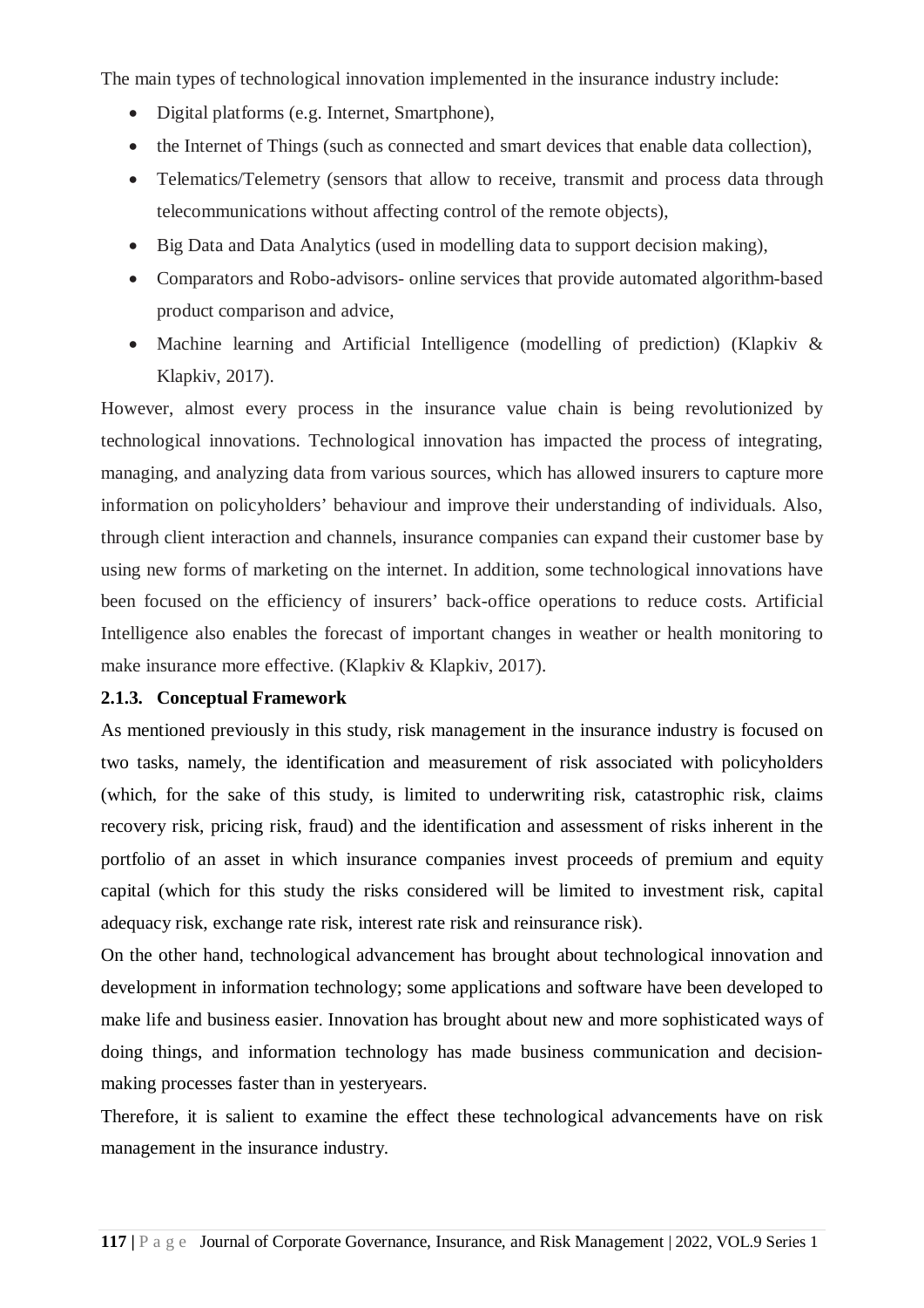The main types of technological innovation implemented in the insurance industry include:

- Digital platforms (e.g. Internet, Smartphone),
- the Internet of Things (such as connected and smart devices that enable data collection),
- Telematics/Telemetry (sensors that allow to receive, transmit and process data through telecommunications without affecting control of the remote objects),
- Big Data and Data Analytics (used in modelling data to support decision making),
- Comparators and Robo-advisors- online services that provide automated algorithm-based product comparison and advice,
- Machine learning and Artificial Intelligence (modelling of prediction) (Klapkiv & Klapkiv, 2017).

However, almost every process in the insurance value chain is being revolutionized by technological innovations. Technological innovation has impacted the process of integrating, managing, and analyzing data from various sources, which has allowed insurers to capture more information on policyholders' behaviour and improve their understanding of individuals. Also, through client interaction and channels, insurance companies can expand their customer base by using new forms of marketing on the internet. In addition, some technological innovations have been focused on the efficiency of insurers' back-office operations to reduce costs. Artificial Intelligence also enables the forecast of important changes in weather or health monitoring to make insurance more effective. (Klapkiv & Klapkiv, 2017).

### 2.1.3. Conceptual Framework

As mentioned previously in this study, risk management in the insurance industry is focused on two tasks, namely, the identification and measurement of risk associated with policyholders (which, for the sake of this study, is limited to underwriting risk, catastrophic risk, claims recovery risk, pricing risk, fraud) and the identification and assessment of risks inherent in the portfolio of an asset in which insurance companies invest proceeds of premium and equity capital (which for this study the risks considered will be limited to investment risk, capital adequacy risk, exchange rate risk, interest rate risk and reinsurance risk).

On the other hand, technological advancement has brought about technological innovation and development in information technology; some applications and software have been developed to make life and business easier. Innovation has brought about new and more sophisticated ways of doing things, and information technology has made business communication and decision-making processes faster than in yesteryears.

Therefore, it is salient to examine the effect these technological advancements have on risk management in the insurance industry.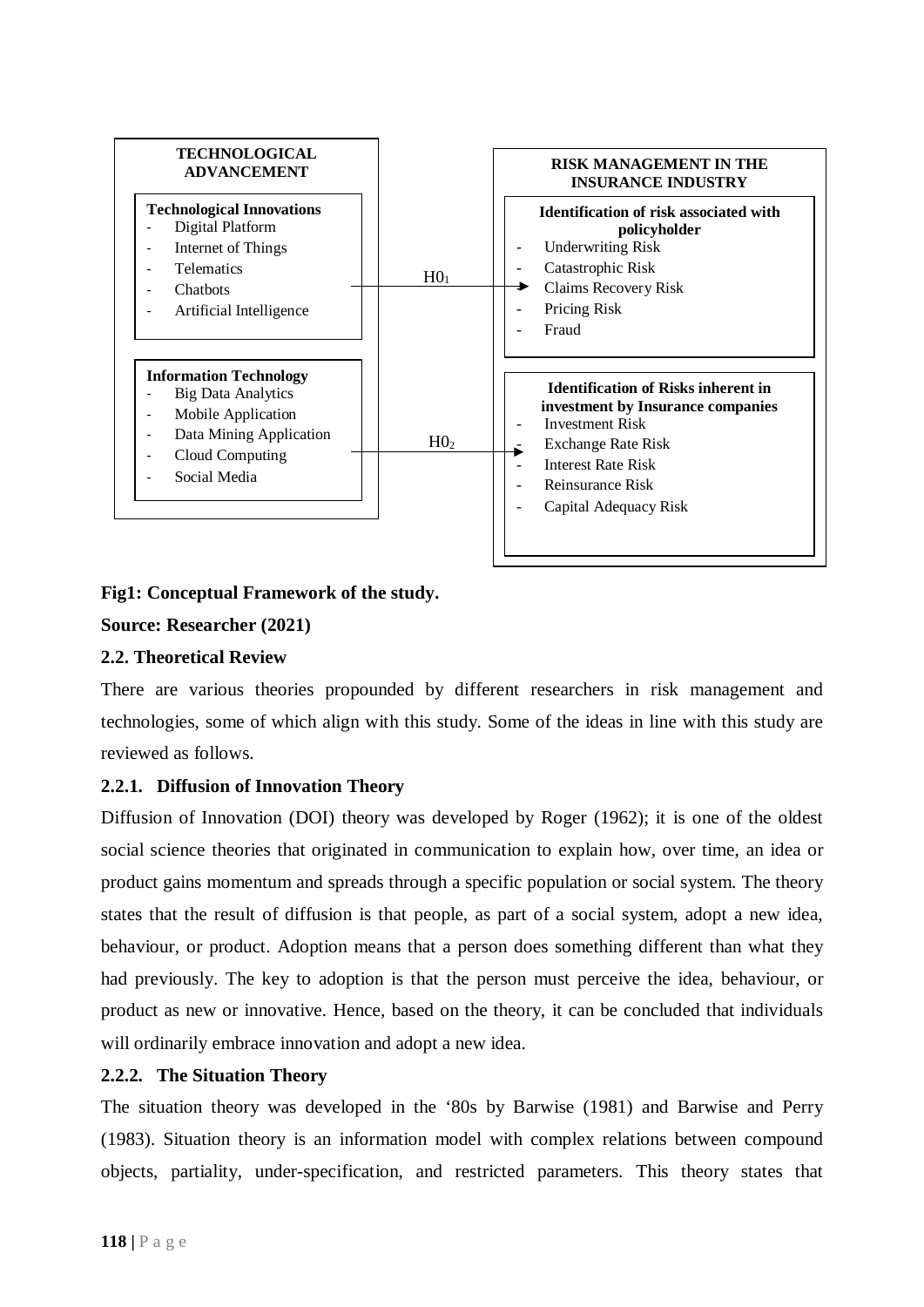**TECHNOLOGICAL ADVANCEMENT**

**Technological Innovations**
- Digital Platform
- Internet of Things
- Telematics
- Chatbots
- Artificial Intelligence

**Information Technology**
- Big Data Analytics
- Mobile Application
- Data Mining Application
- Cloud Computing
- Social Media

$H0_1$ →

$H0_2$ →

**RISK MANAGEMENT IN THE INSURANCE INDUSTRY**

**Identification of risk associated with policyholder**
- Underwriting Risk
- Catastrophic Risk
- Claims Recovery Risk
- Pricing Risk
- Fraud

**Identification of Risks inherent in investment by Insurance companies**
- Investment Risk
- Exchange Rate Risk
- Interest Rate Risk
- Reinsurance Risk
- Capital Adequacy Risk

**Fig1: Conceptual Framework of the study.**

**Source: Researcher (2021)**

## 2.2. Theoretical Review

There are various theories propounded by different researchers in risk management and technologies, some of which align with this study. Some of the ideas in line with this study are reviewed as follows.

### 2.2.1. Diffusion of Innovation Theory

Diffusion of Innovation (DOI) theory was developed by Roger (1962); it is one of the oldest social science theories that originated in communication to explain how, over time, an idea or product gains momentum and spreads through a specific population or social system. The theory states that the result of diffusion is that people, as part of a social system, adopt a new idea, behaviour, or product. Adoption means that a person does something different than what they had previously. The key to adoption is that the person must perceive the idea, behaviour, or product as new or innovative. Hence, based on the theory, it can be concluded that individuals will ordinarily embrace innovation and adopt a new idea.

### 2.2.2. The Situation Theory

The situation theory was developed in the '80s by Barwise (1981) and Barwise and Perry (1983). Situation theory is an information model with complex relations between compound objects, partiality, under-specification, and restricted parameters. This theory states that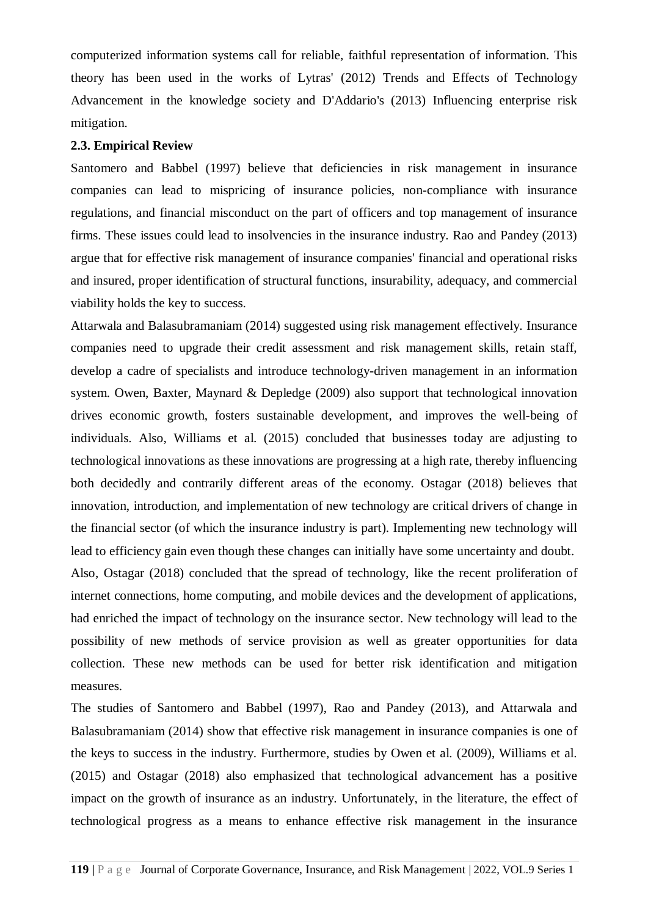computerized information systems call for reliable, faithful representation of information. This theory has been used in the works of Lytras' (2012) Trends and Effects of Technology Advancement in the knowledge society and D'Addario's (2013) Influencing enterprise risk mitigation.

### 2.3. Empirical Review

Santomero and Babbel (1997) believe that deficiencies in risk management in insurance companies can lead to mispricing of insurance policies, non-compliance with insurance regulations, and financial misconduct on the part of officers and top management of insurance firms. These issues could lead to insolvencies in the insurance industry. Rao and Pandey (2013) argue that for effective risk management of insurance companies' financial and operational risks and insured, proper identification of structural functions, insurability, adequacy, and commercial viability holds the key to success.

Attarwala and Balasubramaniam (2014) suggested using risk management effectively. Insurance companies need to upgrade their credit assessment and risk management skills, retain staff, develop a cadre of specialists and introduce technology-driven management in an information system. Owen, Baxter, Maynard & Depledge (2009) also support that technological innovation drives economic growth, fosters sustainable development, and improves the well-being of individuals. Also, Williams et al. (2015) concluded that businesses today are adjusting to technological innovations as these innovations are progressing at a high rate, thereby influencing both decidedly and contrarily different areas of the economy. Ostagar (2018) believes that innovation, introduction, and implementation of new technology are critical drivers of change in the financial sector (of which the insurance industry is part). Implementing new technology will lead to efficiency gain even though these changes can initially have some uncertainty and doubt.

Also, Ostagar (2018) concluded that the spread of technology, like the recent proliferation of internet connections, home computing, and mobile devices and the development of applications, had enriched the impact of technology on the insurance sector. New technology will lead to the possibility of new methods of service provision as well as greater opportunities for data collection. These new methods can be used for better risk identification and mitigation measures.

The studies of Santomero and Babbel (1997), Rao and Pandey (2013), and Attarwala and Balasubramaniam (2014) show that effective risk management in insurance companies is one of the keys to success in the industry. Furthermore, studies by Owen et al. (2009), Williams et al. (2015) and Ostagar (2018) also emphasized that technological advancement has a positive impact on the growth of insurance as an industry. Unfortunately, in the literature, the effect of technological progress as a means to enhance effective risk management in the insurance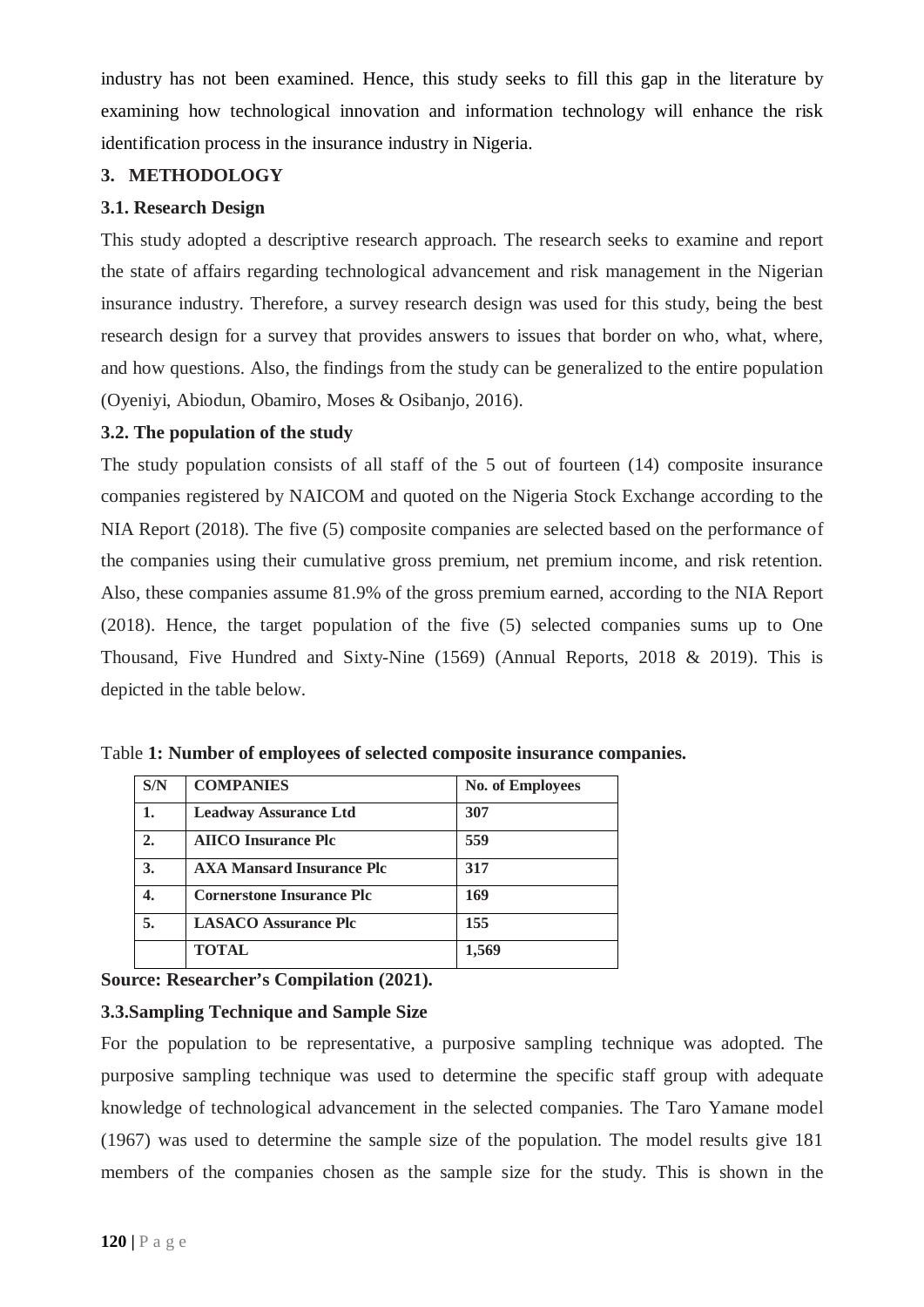industry has not been examined. Hence, this study seeks to fill this gap in the literature by examining how technological innovation and information technology will enhance the risk identification process in the insurance industry in Nigeria.

## 3. METHODOLOGY

### 3.1. Research Design

This study adopted a descriptive research approach. The research seeks to examine and report the state of affairs regarding technological advancement and risk management in the Nigerian insurance industry. Therefore, a survey research design was used for this study, being the best research design for a survey that provides answers to issues that border on who, what, where, and how questions. Also, the findings from the study can be generalized to the entire population (Oyeniyi, Abiodun, Obamiro, Moses & Osibanjo, 2016).

### 3.2. The population of the study

The study population consists of all staff of the 5 out of fourteen (14) composite insurance companies registered by NAICOM and quoted on the Nigeria Stock Exchange according to the NIA Report (2018). The five (5) composite companies are selected based on the performance of the companies using their cumulative gross premium, net premium income, and risk retention. Also, these companies assume 81.9% of the gross premium earned, according to the NIA Report (2018). Hence, the target population of the five (5) selected companies sums up to One Thousand, Five Hundred and Sixty-Nine (1569) (Annual Reports, 2018 & 2019). This is depicted in the table below.

Table **1: Number of employees of selected composite insurance companies.**

| S/N | COMPANIES | No. of Employees |
|---|---|---|
| 1. | Leadway Assurance Ltd | 307 |
| 2. | AIICO Insurance Plc | 559 |
| 3. | AXA Mansard Insurance Plc | 317 |
| 4. | Cornerstone Insurance Plc | 169 |
| 5. | LASACO Assurance Plc | 155 |
| | TOTAL | 1,569 |

**Source: Researcher's Compilation (2021).**

### 3.3.Sampling Technique and Sample Size

For the population to be representative, a purposive sampling technique was adopted. The purposive sampling technique was used to determine the specific staff group with adequate knowledge of technological advancement in the selected companies. The Taro Yamane model (1967) was used to determine the sample size of the population. The model results give 181 members of the companies chosen as the sample size for the study. This is shown in the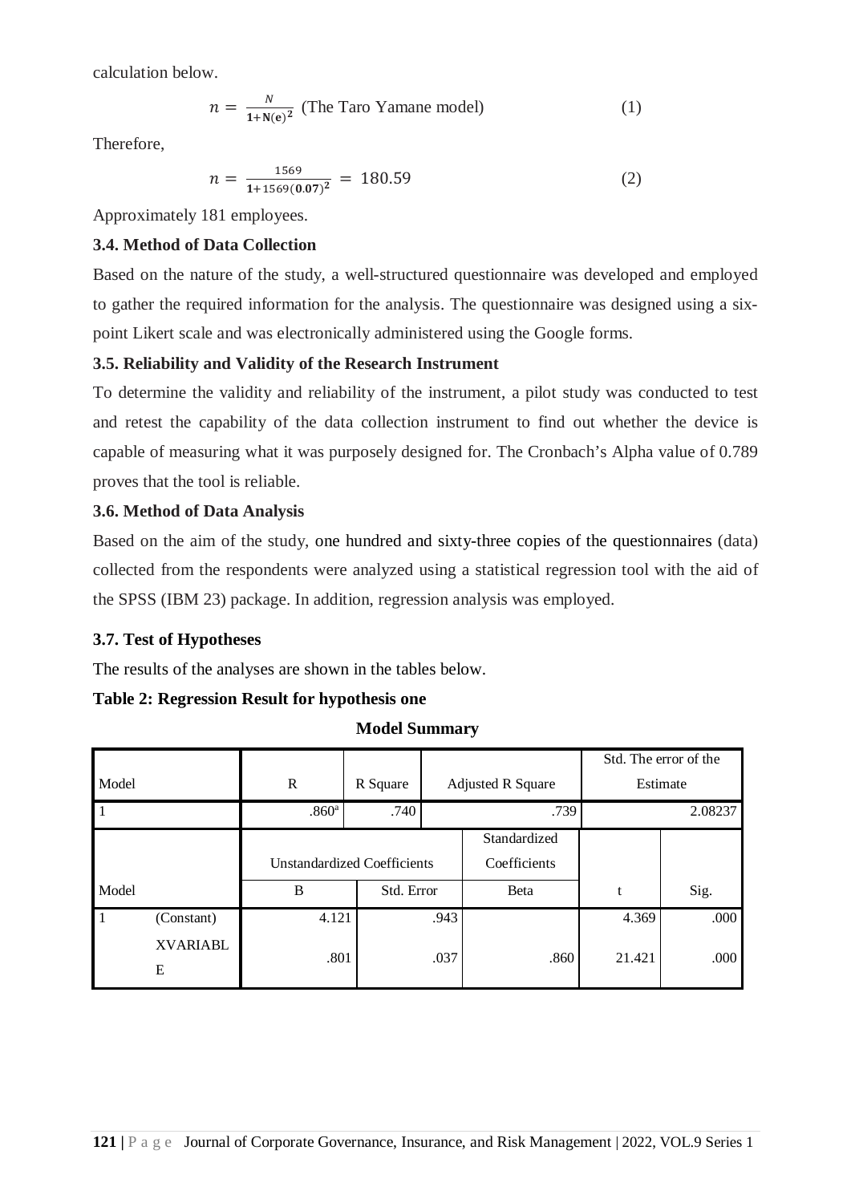calculation below.

$$n = \frac{N}{1+N(e)^2} \text{ (The Taro Yamane model)} \quad (1)$$

Therefore,

$$n = \frac{1569}{1+1569(0.07)^2} = 180.59 \quad (2)$$

Approximately 181 employees.

### 3.4. Method of Data Collection

Based on the nature of the study, a well-structured questionnaire was developed and employed to gather the required information for the analysis. The questionnaire was designed using a six-point Likert scale and was electronically administered using the Google forms.

### 3.5. Reliability and Validity of the Research Instrument

To determine the validity and reliability of the instrument, a pilot study was conducted to test and retest the capability of the data collection instrument to find out whether the device is capable of measuring what it was purposely designed for. The Cronbach's Alpha value of 0.789 proves that the tool is reliable.

### 3.6. Method of Data Analysis

Based on the aim of the study, one hundred and sixty-three copies of the questionnaires (data) collected from the respondents were analyzed using a statistical regression tool with the aid of the SPSS (IBM 23) package. In addition, regression analysis was employed.

### 3.7. Test of Hypotheses

The results of the analyses are shown in the tables below.

**Table 2: Regression Result for hypothesis one**

**Model Summary**

| Model | R | R Square | Adjusted R Square | Std. The error of the Estimate |
|---|---|---|---|---|
| 1 | .860[a] | .740 | .739 | 2.08237 |

| Model | | Unstandardized Coefficients B | Unstandardized Coefficients Std. Error | Standardized Coefficients Beta | t | Sig. |
|---|---|---|---|---|---|---|
| 1 | (Constant) | 4.121 | .943 | | 4.369 | .000 |
| | XVARIABLE | .801 | .037 | .860 | 21.421 | .000 |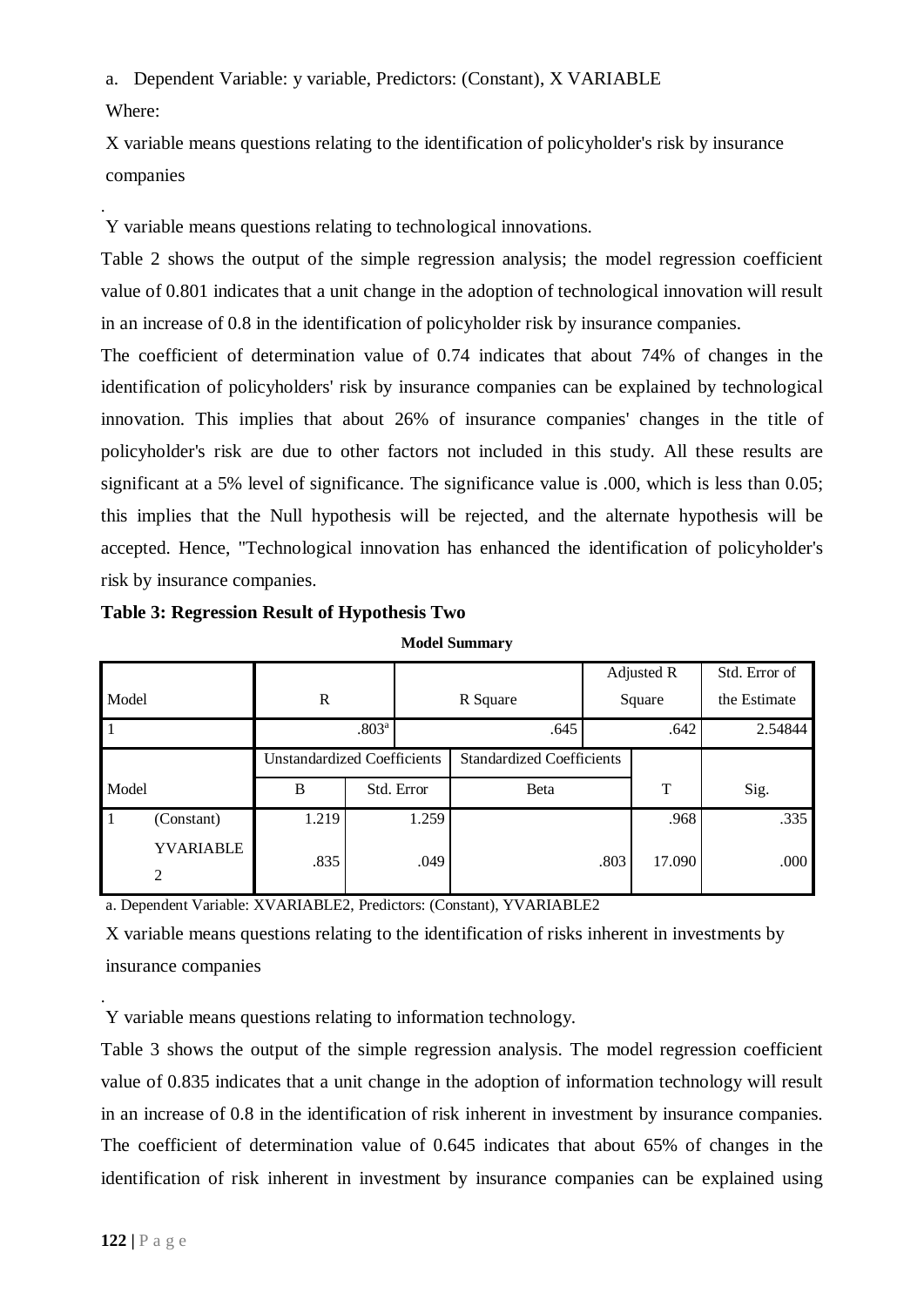a. Dependent Variable: y variable, Predictors: (Constant), X VARIABLE

Where:

X variable means questions relating to the identification of policyholder's risk by insurance companies

.

Y variable means questions relating to technological innovations.

Table 2 shows the output of the simple regression analysis; the model regression coefficient value of 0.801 indicates that a unit change in the adoption of technological innovation will result in an increase of 0.8 in the identification of policyholder risk by insurance companies.

The coefficient of determination value of 0.74 indicates that about 74% of changes in the identification of policyholders' risk by insurance companies can be explained by technological innovation. This implies that about 26% of insurance companies' changes in the title of policyholder's risk are due to other factors not included in this study. All these results are significant at a 5% level of significance. The significance value is .000, which is less than 0.05; this implies that the Null hypothesis will be rejected, and the alternate hypothesis will be accepted. Hence, "Technological innovation has enhanced the identification of policyholder's risk by insurance companies.

**Table 3: Regression Result of Hypothesis Two**

**Model Summary**

| Model | R | R Square | Adjusted R Square | Std. Error of the Estimate |
|---|---|---|---|---|
| 1 | .803[a] | .645 | .642 | 2.54844 |

| Model | | Unstandardized Coefficients | | Standardized Coefficients | T | Sig. |
|---|---|---|---|---|---|---|
| | | B | Std. Error | Beta | | |
| 1 | (Constant) | 1.219 | 1.259 | | .968 | .335 |
| | YVARIABLE 2 | .835 | .049 | .803 | 17.090 | .000 |

a. Dependent Variable: XVARIABLE2, Predictors: (Constant), YVARIABLE2

X variable means questions relating to the identification of risks inherent in investments by insurance companies

.

Y variable means questions relating to information technology.

Table 3 shows the output of the simple regression analysis. The model regression coefficient value of 0.835 indicates that a unit change in the adoption of information technology will result in an increase of 0.8 in the identification of risk inherent in investment by insurance companies. The coefficient of determination value of 0.645 indicates that about 65% of changes in the identification of risk inherent in investment by insurance companies can be explained using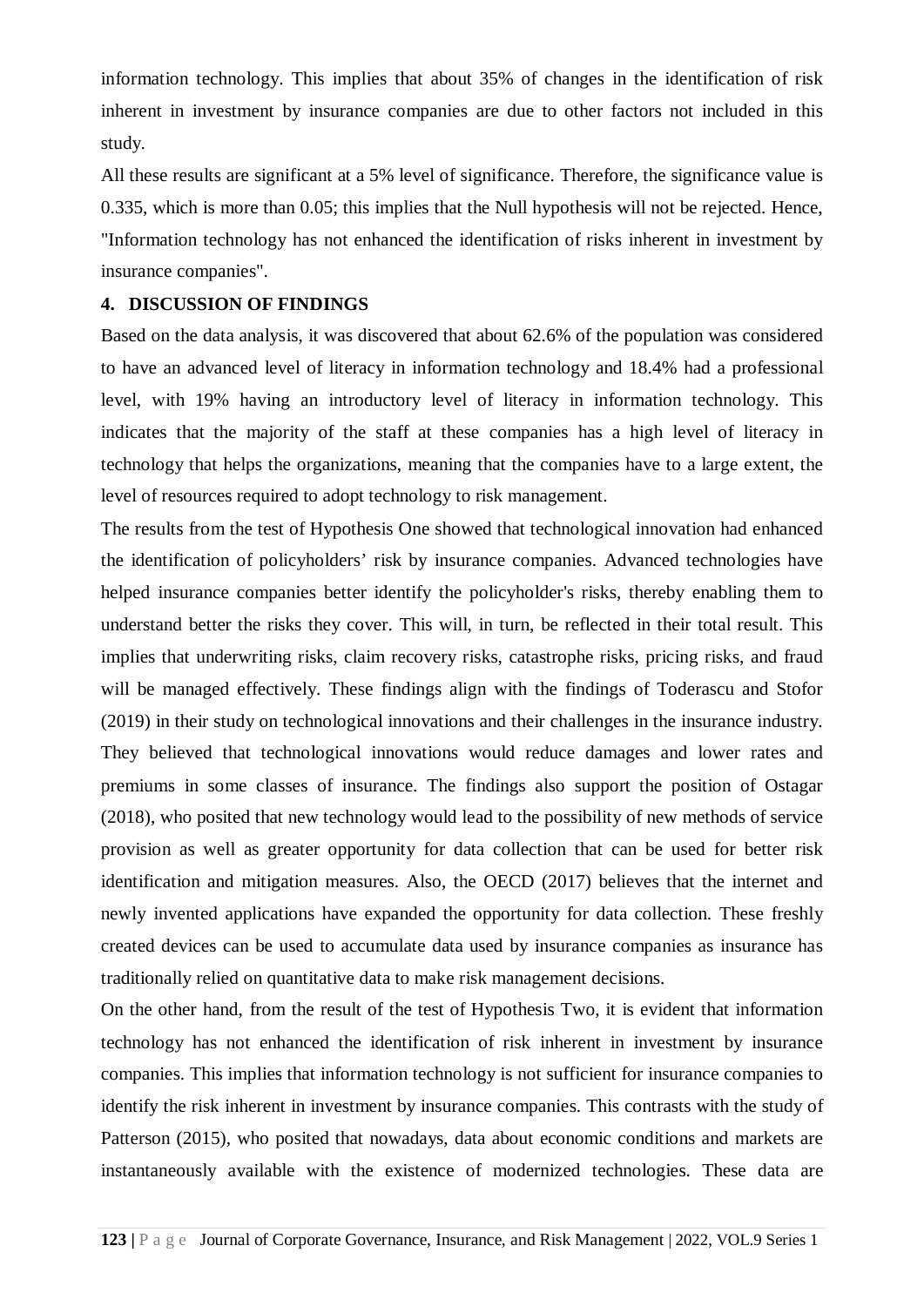information technology. This implies that about 35% of changes in the identification of risk inherent in investment by insurance companies are due to other factors not included in this study.

All these results are significant at a 5% level of significance. Therefore, the significance value is 0.335, which is more than 0.05; this implies that the Null hypothesis will not be rejected. Hence, "Information technology has not enhanced the identification of risks inherent in investment by insurance companies".

## 4. DISCUSSION OF FINDINGS

Based on the data analysis, it was discovered that about 62.6% of the population was considered to have an advanced level of literacy in information technology and 18.4% had a professional level, with 19% having an introductory level of literacy in information technology. This indicates that the majority of the staff at these companies has a high level of literacy in technology that helps the organizations, meaning that the companies have to a large extent, the level of resources required to adopt technology to risk management.

The results from the test of Hypothesis One showed that technological innovation had enhanced the identification of policyholders' risk by insurance companies. Advanced technologies have helped insurance companies better identify the policyholder's risks, thereby enabling them to understand better the risks they cover. This will, in turn, be reflected in their total result. This implies that underwriting risks, claim recovery risks, catastrophe risks, pricing risks, and fraud will be managed effectively. These findings align with the findings of Toderascu and Stofor (2019) in their study on technological innovations and their challenges in the insurance industry. They believed that technological innovations would reduce damages and lower rates and premiums in some classes of insurance. The findings also support the position of Ostagar (2018), who posited that new technology would lead to the possibility of new methods of service provision as well as greater opportunity for data collection that can be used for better risk identification and mitigation measures. Also, the OECD (2017) believes that the internet and newly invented applications have expanded the opportunity for data collection. These freshly created devices can be used to accumulate data used by insurance companies as insurance has traditionally relied on quantitative data to make risk management decisions.

On the other hand, from the result of the test of Hypothesis Two, it is evident that information technology has not enhanced the identification of risk inherent in investment by insurance companies. This implies that information technology is not sufficient for insurance companies to identify the risk inherent in investment by insurance companies. This contrasts with the study of Patterson (2015), who posited that nowadays, data about economic conditions and markets are instantaneously available with the existence of modernized technologies. These data are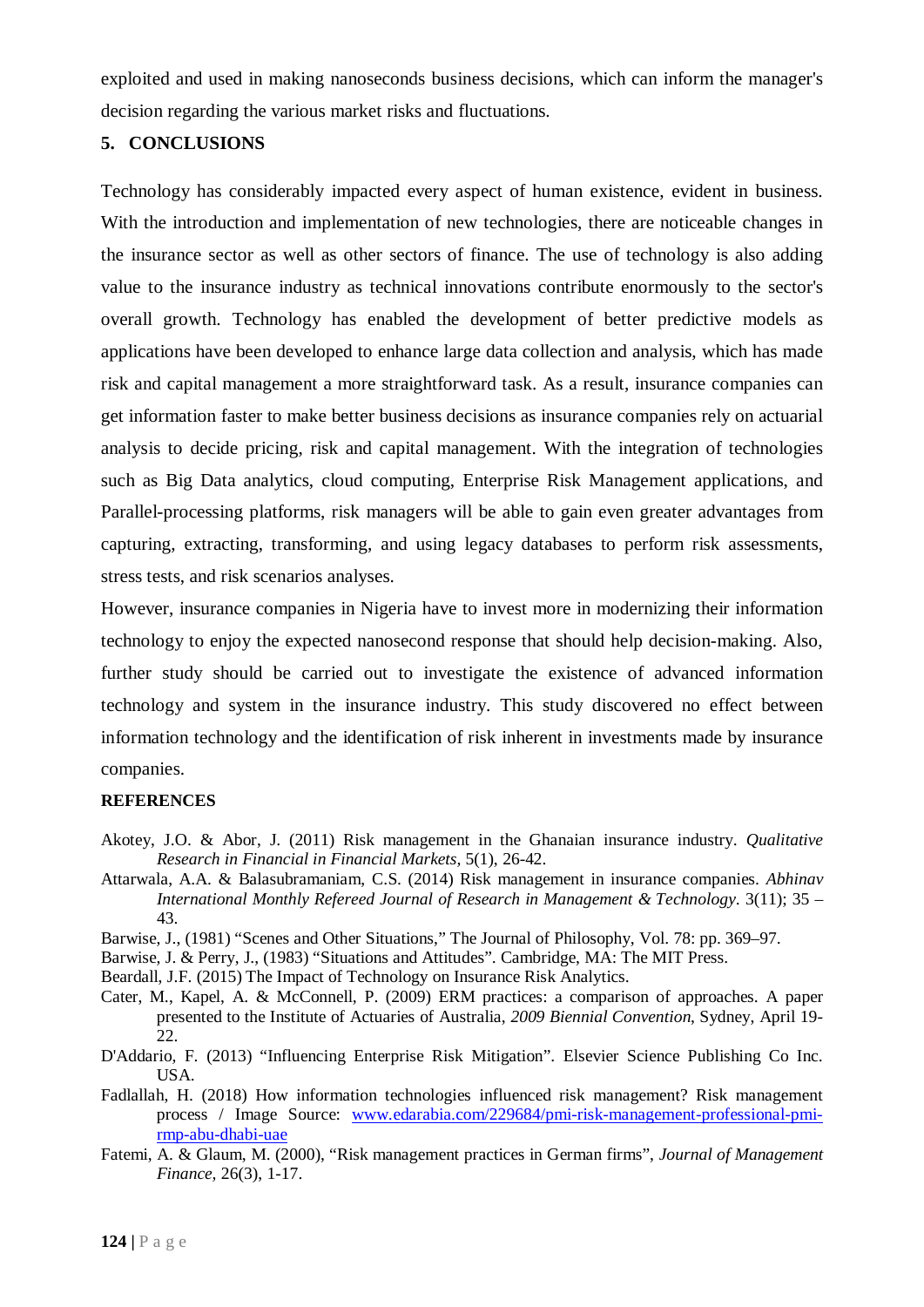exploited and used in making nanoseconds business decisions, which can inform the manager's decision regarding the various market risks and fluctuations.

## 5. CONCLUSIONS

Technology has considerably impacted every aspect of human existence, evident in business. With the introduction and implementation of new technologies, there are noticeable changes in the insurance sector as well as other sectors of finance. The use of technology is also adding value to the insurance industry as technical innovations contribute enormously to the sector's overall growth. Technology has enabled the development of better predictive models as applications have been developed to enhance large data collection and analysis, which has made risk and capital management a more straightforward task. As a result, insurance companies can get information faster to make better business decisions as insurance companies rely on actuarial analysis to decide pricing, risk and capital management. With the integration of technologies such as Big Data analytics, cloud computing, Enterprise Risk Management applications, and Parallel-processing platforms, risk managers will be able to gain even greater advantages from capturing, extracting, transforming, and using legacy databases to perform risk assessments, stress tests, and risk scenarios analyses.

However, insurance companies in Nigeria have to invest more in modernizing their information technology to enjoy the expected nanosecond response that should help decision-making. Also, further study should be carried out to investigate the existence of advanced information technology and system in the insurance industry. This study discovered no effect between information technology and the identification of risk inherent in investments made by insurance companies.

## REFERENCES

Akotey, J.O. & Abor, J. (2011) Risk management in the Ghanaian insurance industry. *Qualitative Research in Financial in Financial Markets*, 5(1), 26-42.

Attarwala, A.A. & Balasubramaniam, C.S. (2014) Risk management in insurance companies. *Abhinav International Monthly Refereed Journal of Research in Management & Technology*. 3(11); 35 – 43.

Barwise, J., (1981) "Scenes and Other Situations," The Journal of Philosophy, Vol. 78: pp. 369–97.

Barwise, J. & Perry, J., (1983) "Situations and Attitudes". Cambridge, MA: The MIT Press.

Beardall, J.F. (2015) The Impact of Technology on Insurance Risk Analytics.

Cater, M., Kapel, A. & McConnell, P. (2009) ERM practices: a comparison of approaches. A paper presented to the Institute of Actuaries of Australia, *2009 Biennial Convention*, Sydney, April 19-22.

D'Addario, F. (2013) "Influencing Enterprise Risk Mitigation". Elsevier Science Publishing Co Inc. USA.

Fadlallah, H. (2018) How information technologies influenced risk management? Risk management process / Image Source: www.edarabia.com/229684/pmi-risk-management-professional-pmi-rmp-abu-dhabi-uae

Fatemi, A. & Glaum, M. (2000), "Risk management practices in German firms", *Journal of Management Finance,* 26(3), 1-17.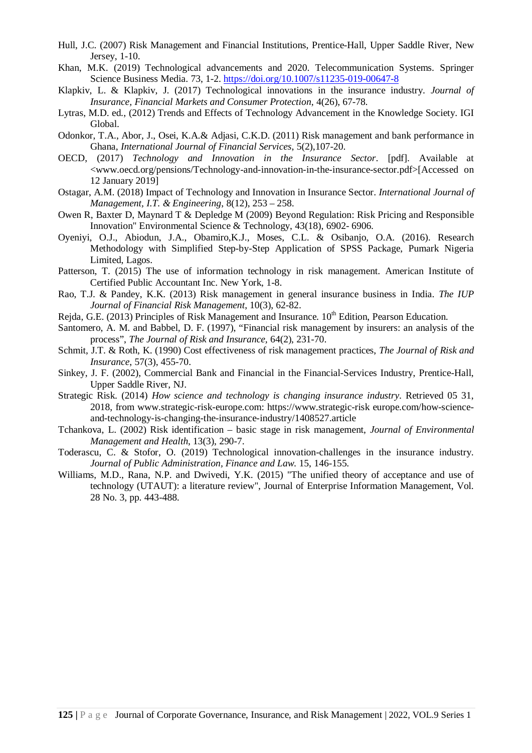Hull, J.C. (2007) Risk Management and Financial Institutions, Prentice-Hall, Upper Saddle River, New Jersey, 1-10.

Khan, M.K. (2019) Technological advancements and 2020. Telecommunication Systems. Springer Science Business Media. 73, 1-2. https://doi.org/10.1007/s11235-019-00647-8

Klapkiv, L. & Klapkiv, J. (2017) Technological innovations in the insurance industry. *Journal of Insurance, Financial Markets and Consumer Protection*, 4(26), 67-78.

Lytras, M.D. ed., (2012) Trends and Effects of Technology Advancement in the Knowledge Society. IGI Global.

Odonkor, T.A., Abor, J., Osei, K.A.& Adjasi, C.K.D. (2011) Risk management and bank performance in Ghana, *International Journal of Financial Services*, 5(2),107-20.

OECD, (2017) *Technology and Innovation in the Insurance Sector*. [pdf]. Available at <www.oecd.org/pensions/Technology-and-innovation-in-the-insurance-sector.pdf>[Accessed on 12 January 2019]

Ostagar, A.M. (2018) Impact of Technology and Innovation in Insurance Sector. *International Journal of Management, I.T. & Engineering*, 8(12), 253 – 258.

Owen R, Baxter D, Maynard T & Depledge M (2009) Beyond Regulation: Risk Pricing and Responsible Innovation" Environmental Science & Technology, 43(18), 6902- 6906.

Oyeniyi, O.J., Abiodun, J.A., Obamiro,K.J., Moses, C.L. & Osibanjo, O.A. (2016). Research Methodology with Simplified Step-by-Step Application of SPSS Package, Pumark Nigeria Limited, Lagos.

Patterson, T. (2015) The use of information technology in risk management. American Institute of Certified Public Accountant Inc. New York, 1-8.

Rao, T.J. & Pandey, K.K. (2013) Risk management in general insurance business in India. *The IUP Journal of Financial Risk Management*, 10(3), 62-82.

Rejda, G.E. (2013) Principles of Risk Management and Insurance. 10th Edition, Pearson Education.

Santomero, A. M. and Babbel, D. F. (1997), "Financial risk management by insurers: an analysis of the process", *The Journal of Risk and Insurance*, 64(2), 231-70.

Schmit, J.T. & Roth, K. (1990) Cost effectiveness of risk management practices, *The Journal of Risk and Insurance*, 57(3), 455-70.

Sinkey, J. F. (2002), Commercial Bank and Financial in the Financial-Services Industry, Prentice-Hall, Upper Saddle River, NJ.

Strategic Risk. (2014) *How science and technology is changing insurance industry*. Retrieved 05 31, 2018, from www.strategic-risk-europe.com: https://www.strategic-risk europe.com/how-science-and-technology-is-changing-the-insurance-industry/1408527.article

Tchankova, L. (2002) Risk identification – basic stage in risk management, *Journal of Environmental Management and Health*, 13(3), 290-7.

Toderascu, C. & Stofor, O. (2019) Technological innovation-challenges in the insurance industry. *Journal of Public Administration, Finance and Law*. 15, 146-155.

Williams, M.D., Rana, N.P. and Dwivedi, Y.K. (2015) "The unified theory of acceptance and use of technology (UTAUT): a literature review", Journal of Enterprise Information Management, Vol. 28 No. 3, pp. 443-488.